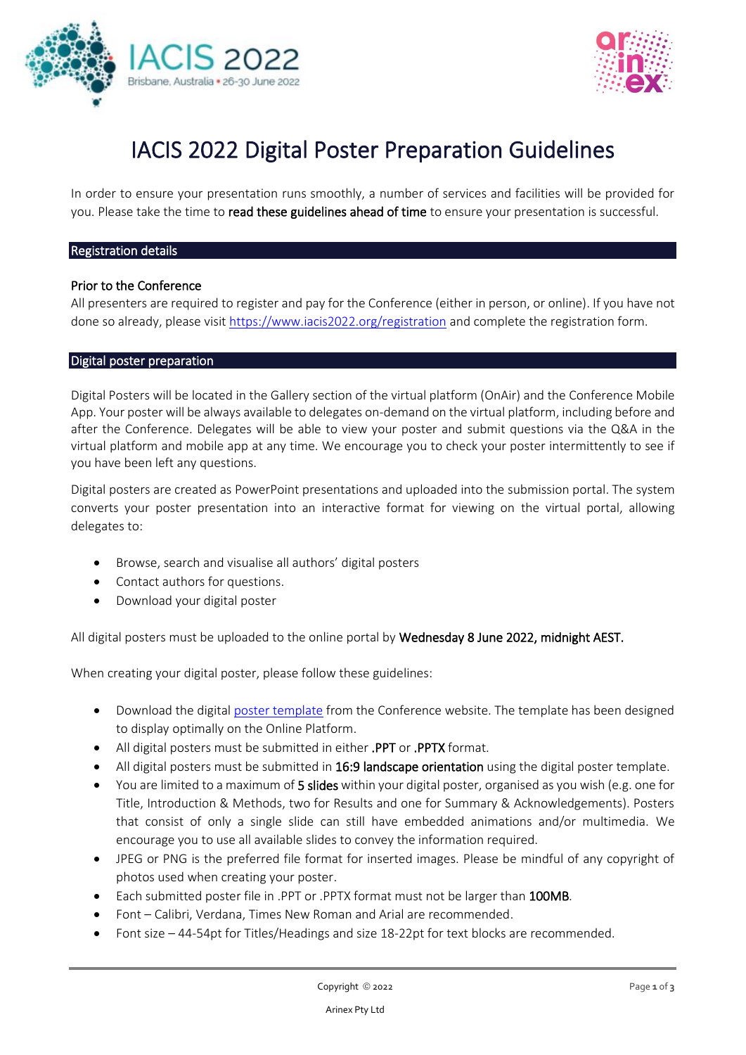# IACIS 2022 Digital Poster Preparation Guidelines

In order to ensure your presentation runs smoothly, a number of services and facilities will be provided for you. Please take the time to **read these guidelines ahead of time** to ensure your presentation is successful.

## Registration details

### Prior to the Conference

All presenters are required to register and pay for the Conference (either in person, or online). If you have not done so already, please visit [https://www.iacis2022.org/registration](https://www.iacis2022.org/registration) and complete the registration form.

## Digital poster preparation

Digital Posters will be located in the Gallery section of the virtual platform (OnAir) and the Conference Mobile App. Your poster will be always available to delegates on-demand on the virtual platform, including before and after the Conference. Delegates will be able to view your poster and submit questions via the Q&A in the virtual platform and mobile app at any time. We encourage you to check your poster intermittently to see if you have been left any questions.

Digital posters are created as PowerPoint presentations and uploaded into the submission portal. The system converts your poster presentation into an interactive format for viewing on the virtual portal, allowing delegates to:

- Browse, search and visualise all authors' digital posters
- Contact authors for questions.
- Download your digital poster

All digital posters must be uploaded to the online portal by **Wednesday 8 June 2022, midnight AEST.**

When creating your digital poster, please follow these guidelines:

- Download the digital poster template from the Conference website. The template has been designed to display optimally on the Online Platform.
- All digital posters must be submitted in either **.PPT** or **.PPTX** format.
- All digital posters must be submitted in **16:9 landscape orientation** using the digital poster template.
- You are limited to a maximum of **5 slides** within your digital poster, organised as you wish (e.g. one for Title, Introduction & Methods, two for Results and one for Summary & Acknowledgements). Posters that consist of only a single slide can still have embedded animations and/or multimedia. We encourage you to use all available slides to convey the information required.
- JPEG or PNG is the preferred file format for inserted images. Please be mindful of any copyright of photos used when creating your poster.
- Each submitted poster file in .PPT or .PPTX format must not be larger than **100MB**.
- Font – Calibri, Verdana, Times New Roman and Arial are recommended.
- Font size – 44-54pt for Titles/Headings and size 18-22pt for text blocks are recommended.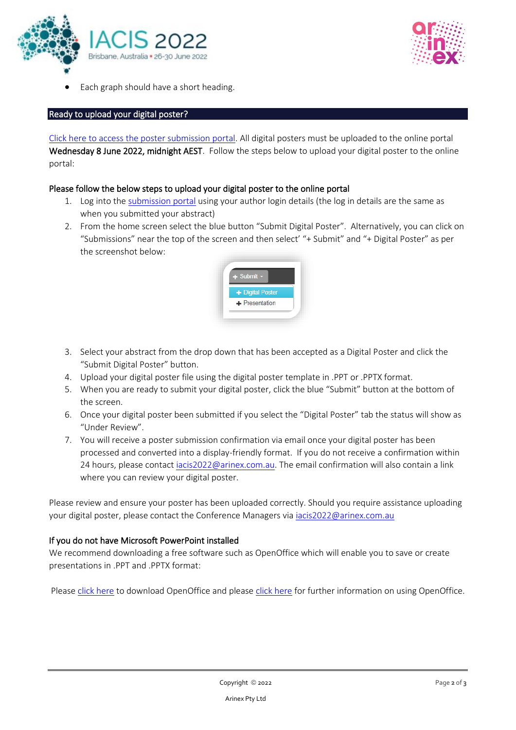- Each graph should have a short heading.

## Ready to upload your digital poster?

Click here to access the poster submission portal. All digital posters must be uploaded to the online portal **Wednesday 8 June 2022, midnight AEST**. Follow the steps below to upload your digital poster to the online portal:

### Please follow the below steps to upload your digital poster to the online portal

1. Log into the submission portal using your author login details (the log in details are the same as when you submitted your abstract)
2. From the home screen select the blue button "Submit Digital Poster". Alternatively, you can click on "Submissions" near the top of the screen and then select' "+ Submit" and "+ Digital Poster" as per the screenshot below:
3. Select your abstract from the drop down that has been accepted as a Digital Poster and click the "Submit Digital Poster" button.
4. Upload your digital poster file using the digital poster template in .PPT or .PPTX format.
5. When you are ready to submit your digital poster, click the blue "Submit" button at the bottom of the screen.
6. Once your digital poster been submitted if you select the "Digital Poster" tab the status will show as "Under Review".
7. You will receive a poster submission confirmation via email once your digital poster has been processed and converted into a display-friendly format. If you do not receive a confirmation within 24 hours, please contact iacis2022@arinex.com.au. The email confirmation will also contain a link where you can review your digital poster.

Please review and ensure your poster has been uploaded correctly. Should you require assistance uploading your digital poster, please contact the Conference Managers via iacis2022@arinex.com.au

### If you do not have Microsoft PowerPoint installed

We recommend downloading a free software such as OpenOffice which will enable you to save or create presentations in .PPT and .PPTX format:

Please click here to download OpenOffice and please click here for further information on using OpenOffice.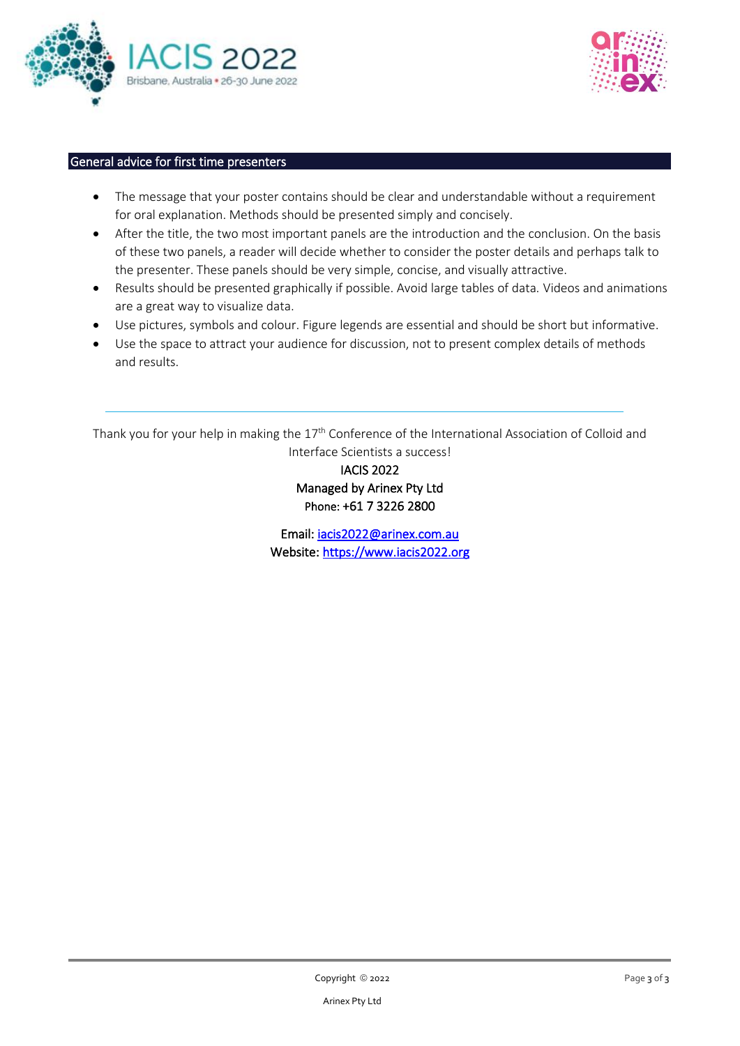## General advice for first time presenters

- The message that your poster contains should be clear and understandable without a requirement for oral explanation. Methods should be presented simply and concisely.
- After the title, the two most important panels are the introduction and the conclusion. On the basis of these two panels, a reader will decide whether to consider the poster details and perhaps talk to the presenter. These panels should be very simple, concise, and visually attractive.
- Results should be presented graphically if possible. Avoid large tables of data. Videos and animations are a great way to visualize data.
- Use pictures, symbols and colour. Figure legends are essential and should be short but informative.
- Use the space to attract your audience for discussion, not to present complex details of methods and results.

---

Thank you for your help in making the 17th Conference of the International Association of Colloid and Interface Scientists a success!

IACIS 2022

Managed by Arinex Pty Ltd

Phone: +61 7 3226 2800

Email: iacis2022@arinex.com.au

Website: https://www.iacis2022.org

Copyright © 2022

Arinex Pty Ltd